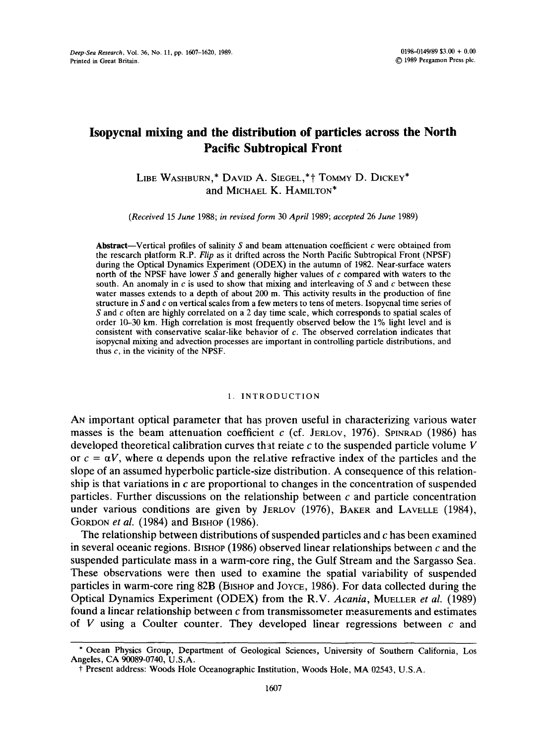# Isopycnal mixing and the distribution of particles across the North Pacific Subtropical Front

LIBE WASHBURN,* DAVID A. SIEGEL,*† TOMMY D. DICKEY* and MICHAEL K. HAMILTON*

(*Received 15 June 1988; in revised form 30 April 1989; accepted 26 June 1989*)

**Abstract**—Vertical profiles of salinity $S$ and beam attenuation coefficient $c$ were obtained from the research platform R.P. *Flip* as it drifted across the North Pacific Subtropical Front (NPSF) during the Optical Dynamics Experiment (ODEX) in the autumn of 1982. Near-surface waters north of the NPSF have lower $S$ and generally higher values of $c$ compared with waters to the south. An anomaly in $c$ is used to show that mixing and interleaving of $S$ and $c$ between these water masses extends to a depth of about 200 m. This activity results in the production of fine structure in $S$ and $c$ on vertical scales from a few meters to tens of meters. Isopycnal time series of $S$ and $c$ often are highly correlated on a 2 day time scale, which corresponds to spatial scales of order 10–30 km. High correlation is most frequently observed below the 1% light level and is consistent with conservative scalar-like behavior of $c$. The observed correlation indicates that isopycnal mixing and advection processes are important in controlling particle distributions, and thus $c$, in the vicinity of the NPSF.

## 1. INTRODUCTION

AN important optical parameter that has proven useful in characterizing various water masses is the beam attenuation coefficient $c$ (cf. JERLOV, 1976). SPINRAD (1986) has developed theoretical calibration curves that relate $c$ to the suspended particle volume $V$ or $c = \alpha V$, where $\alpha$ depends upon the relative refractive index of the particles and the slope of an assumed hyperbolic particle-size distribution. A consequence of this relationship is that variations in $c$ are proportional to changes in the concentration of suspended particles. Further discussions on the relationship between $c$ and particle concentration under various conditions are given by JERLOV (1976), BAKER and LAVELLE (1984), GORDON *et al.* (1984) and BISHOP (1986).

The relationship between distributions of suspended particles and $c$ has been examined in several oceanic regions. BISHOP (1986) observed linear relationships between $c$ and the suspended particulate mass in a warm-core ring, the Gulf Stream and the Sargasso Sea. These observations were then used to examine the spatial variability of suspended particles in warm-core ring 82B (BISHOP and JOYCE, 1986). For data collected during the Optical Dynamics Experiment (ODEX) from the R.V. *Acania*, MUELLER *et al.* (1989) found a linear relationship between $c$ from transmissometer measurements and estimates of $V$ using a Coulter counter. They developed linear regressions between $c$ and

---

\* Ocean Physics Group, Department of Geological Sciences, University of Southern California, Los Angeles, CA 90089-0740, U.S.A.

† Present address: Woods Hole Oceanographic Institution, Woods Hole, MA 02543, U.S.A.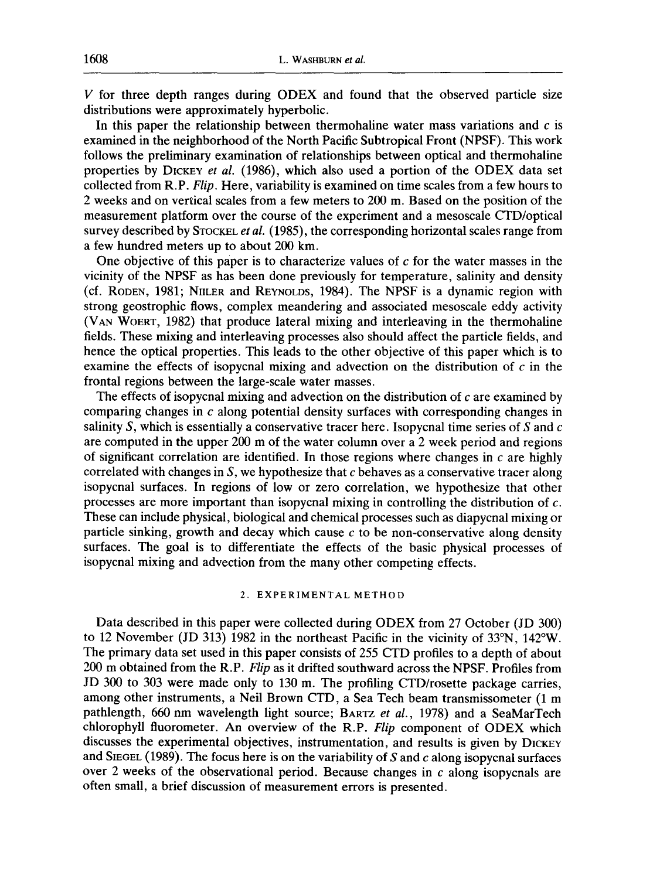$V$ for three depth ranges during ODEX and found that the observed particle size distributions were approximately hyperbolic.

In this paper the relationship between thermohaline water mass variations and $c$ is examined in the neighborhood of the North Pacific Subtropical Front (NPSF). This work follows the preliminary examination of relationships between optical and thermohaline properties by Dickey *et al.* (1986), which also used a portion of the ODEX data set collected from R.P. *Flip*. Here, variability is examined on time scales from a few hours to 2 weeks and on vertical scales from a few meters to 200 m. Based on the position of the measurement platform over the course of the experiment and a mesoscale CTD/optical survey described by Stockel *et al.* (1985), the corresponding horizontal scales range from a few hundred meters up to about 200 km.

One objective of this paper is to characterize values of $c$ for the water masses in the vicinity of the NPSF as has been done previously for temperature, salinity and density (cf. Roden, 1981; Niiler and Reynolds, 1984). The NPSF is a dynamic region with strong geostrophic flows, complex meandering and associated mesoscale eddy activity (Van Woert, 1982) that produce lateral mixing and interleaving in the thermohaline fields. These mixing and interleaving processes also should affect the particle fields, and hence the optical properties. This leads to the other objective of this paper which is to examine the effects of isopycnal mixing and advection on the distribution of $c$ in the frontal regions between the large-scale water masses.

The effects of isopycnal mixing and advection on the distribution of $c$ are examined by comparing changes in $c$ along potential density surfaces with corresponding changes in salinity $S$, which is essentially a conservative tracer here. Isopycnal time series of $S$ and $c$ are computed in the upper 200 m of the water column over a 2 week period and regions of significant correlation are identified. In those regions where changes in $c$ are highly correlated with changes in $S$, we hypothesize that $c$ behaves as a conservative tracer along isopycnal surfaces. In regions of low or zero correlation, we hypothesize that other processes are more important than isopycnal mixing in controlling the distribution of $c$. These can include physical, biological and chemical processes such as diapycnal mixing or particle sinking, growth and decay which cause $c$ to be non-conservative along density surfaces. The goal is to differentiate the effects of the basic physical processes of isopycnal mixing and advection from the many other competing effects.

## 2. EXPERIMENTAL METHOD

Data described in this paper were collected during ODEX from 27 October (JD 300) to 12 November (JD 313) 1982 in the northeast Pacific in the vicinity of 33°N, 142°W. The primary data set used in this paper consists of 255 CTD profiles to a depth of about 200 m obtained from the R.P. *Flip* as it drifted southward across the NPSF. Profiles from JD 300 to 303 were made only to 130 m. The profiling CTD/rosette package carries, among other instruments, a Neil Brown CTD, a Sea Tech beam transmissometer (1 m pathlength, 660 nm wavelength light source; Bartz *et al.*, 1978) and a SeaMarTech chlorophyll fluorometer. An overview of the R.P. *Flip* component of ODEX which discusses the experimental objectives, instrumentation, and results is given by Dickey and Siegel (1989). The focus here is on the variability of $S$ and $c$ along isopycnal surfaces over 2 weeks of the observational period. Because changes in $c$ along isopycnals are often small, a brief discussion of measurement errors is presented.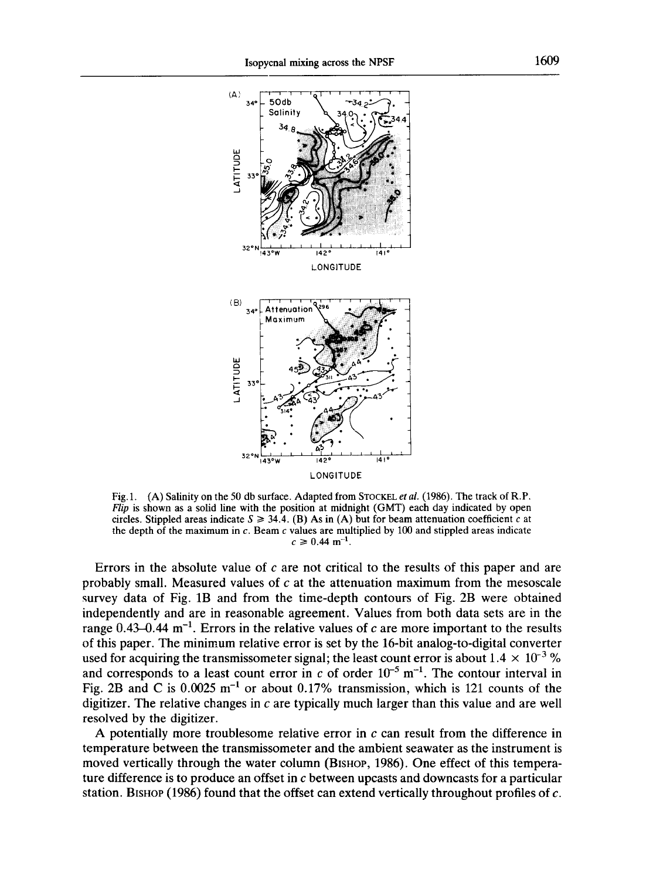Fig. 1. (A) Salinity on the 50 db surface. Adapted from STOCKEL *et al.* (1986). The track of R.P. *Flip* is shown as a solid line with the position at midnight (GMT) each day indicated by open circles. Stippled areas indicate $S \geq 34.4$. (B) As in (A) but for beam attenuation coefficient $c$ at the depth of the maximum in $c$. Beam $c$ values are multiplied by 100 and stippled areas indicate $c \geq 0.44\ \mathrm{m}^{-1}$.

Errors in the absolute value of $c$ are not critical to the results of this paper and are probably small. Measured values of $c$ at the attenuation maximum from the mesoscale survey data of Fig. 1B and from the time-depth contours of Fig. 2B were obtained independently and are in reasonable agreement. Values from both data sets are in the range 0.43–0.44 $\mathrm{m}^{-1}$. Errors in the relative values of $c$ are more important to the results of this paper. The minimum relative error is set by the 16-bit analog-to-digital converter used for acquiring the transmissometer signal; the least count error is about $1.4 \times 10^{-3}$ % and corresponds to a least count error in $c$ of order $10^{-5}\ \mathrm{m}^{-1}$. The contour interval in Fig. 2B and C is 0.0025 $\mathrm{m}^{-1}$ or about 0.17% transmission, which is 121 counts of the digitizer. The relative changes in $c$ are typically much larger than this value and are well resolved by the digitizer.

A potentially more troublesome relative error in $c$ can result from the difference in temperature between the transmissometer and the ambient seawater as the instrument is moved vertically through the water column (BISHOP, 1986). One effect of this temperature difference is to produce an offset in $c$ between upcasts and downcasts for a particular station. BISHOP (1986) found that the offset can extend vertically throughout profiles of $c$.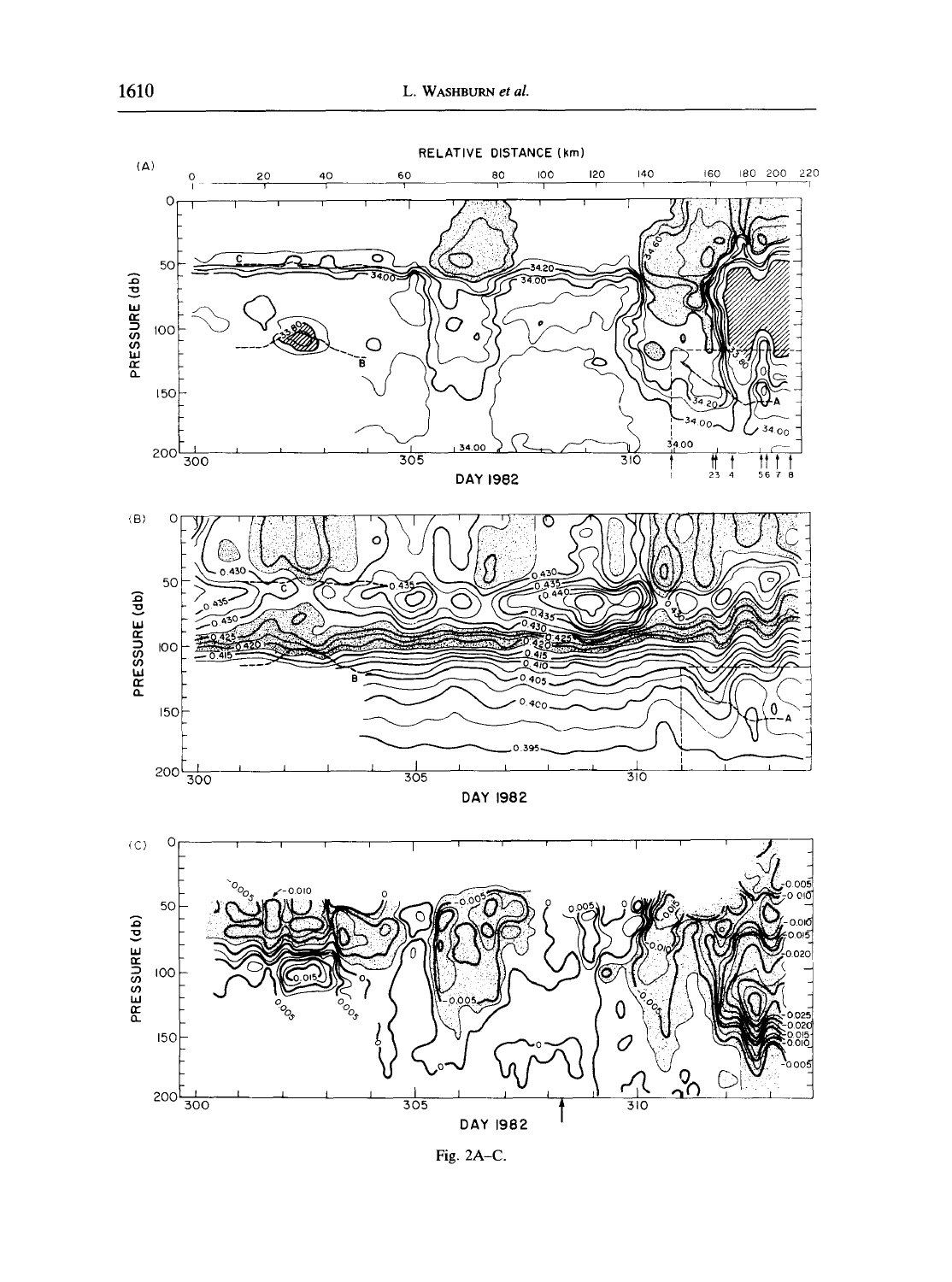Fig. 2A–C.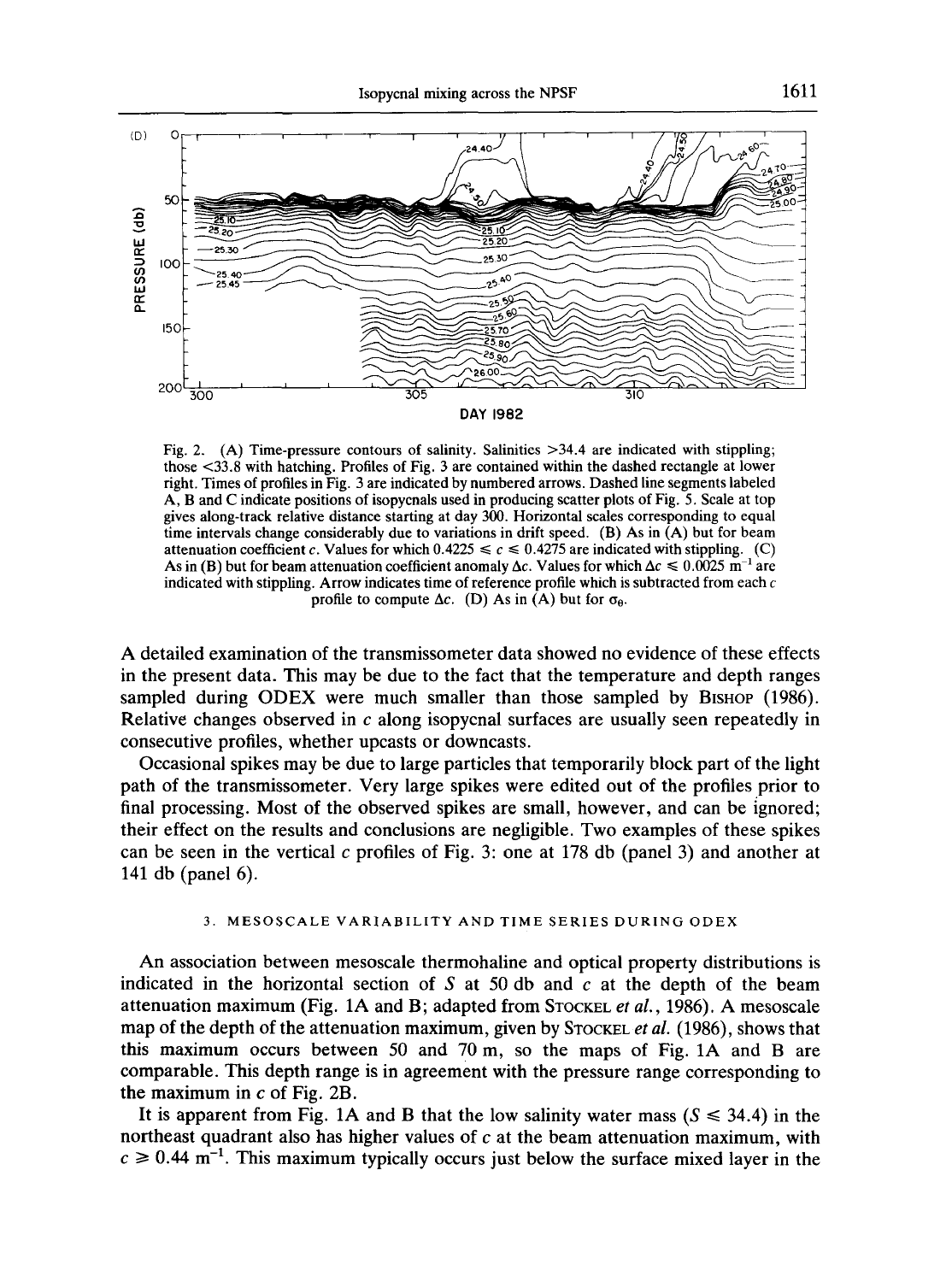Fig. 2. (A) Time-pressure contours of salinity. Salinities >34.4 are indicated with stippling; those <33.8 with hatching. Profiles of Fig. 3 are contained within the dashed rectangle at lower right. Times of profiles in Fig. 3 are indicated by numbered arrows. Dashed line segments labeled A, B and C indicate positions of isopycnals used in producing scatter plots of Fig. 5. Scale at top gives along-track relative distance starting at day 300. Horizontal scales corresponding to equal time intervals change considerably due to variations in drift speed. (B) As in (A) but for beam attenuation coefficient $c$. Values for which $0.4225 \leq c \leq 0.4275$ are indicated with stippling. (C) As in (B) but for beam attenuation coefficient anomaly $\Delta c$. Values for which $\Delta c \leq 0.0025\ \mathrm{m}^{-1}$ are indicated with stippling. Arrow indicates time of reference profile which is subtracted from each $c$ profile to compute $\Delta c$. (D) As in (A) but for $\sigma_\theta$.

A detailed examination of the transmissometer data showed no evidence of these effects in the present data. This may be due to the fact that the temperature and depth ranges sampled during ODEX were much smaller than those sampled by BISHOP (1986). Relative changes observed in $c$ along isopycnal surfaces are usually seen repeatedly in consecutive profiles, whether upcasts or downcasts.

Occasional spikes may be due to large particles that temporarily block part of the light path of the transmissometer. Very large spikes were edited out of the profiles prior to final processing. Most of the observed spikes are small, however, and can be ignored; their effect on the results and conclusions are negligible. Two examples of these spikes can be seen in the vertical $c$ profiles of Fig. 3: one at 178 db (panel 3) and another at 141 db (panel 6).

## 3. MESOSCALE VARIABILITY AND TIME SERIES DURING ODEX

An association between mesoscale thermohaline and optical property distributions is indicated in the horizontal section of $S$ at 50 db and $c$ at the depth of the beam attenuation maximum (Fig. 1A and B; adapted from STOCKEL *et al.*, 1986). A mesoscale map of the depth of the attenuation maximum, given by STOCKEL *et al.* (1986), shows that this maximum occurs between 50 and 70 m, so the maps of Fig. 1A and B are comparable. This depth range is in agreement with the pressure range corresponding to the maximum in $c$ of Fig. 2B.

It is apparent from Fig. 1A and B that the low salinity water mass ($S \leq 34.4$) in the northeast quadrant also has higher values of $c$ at the beam attenuation maximum, with $c \geq 0.44\ \mathrm{m}^{-1}$. This maximum typically occurs just below the surface mixed layer in the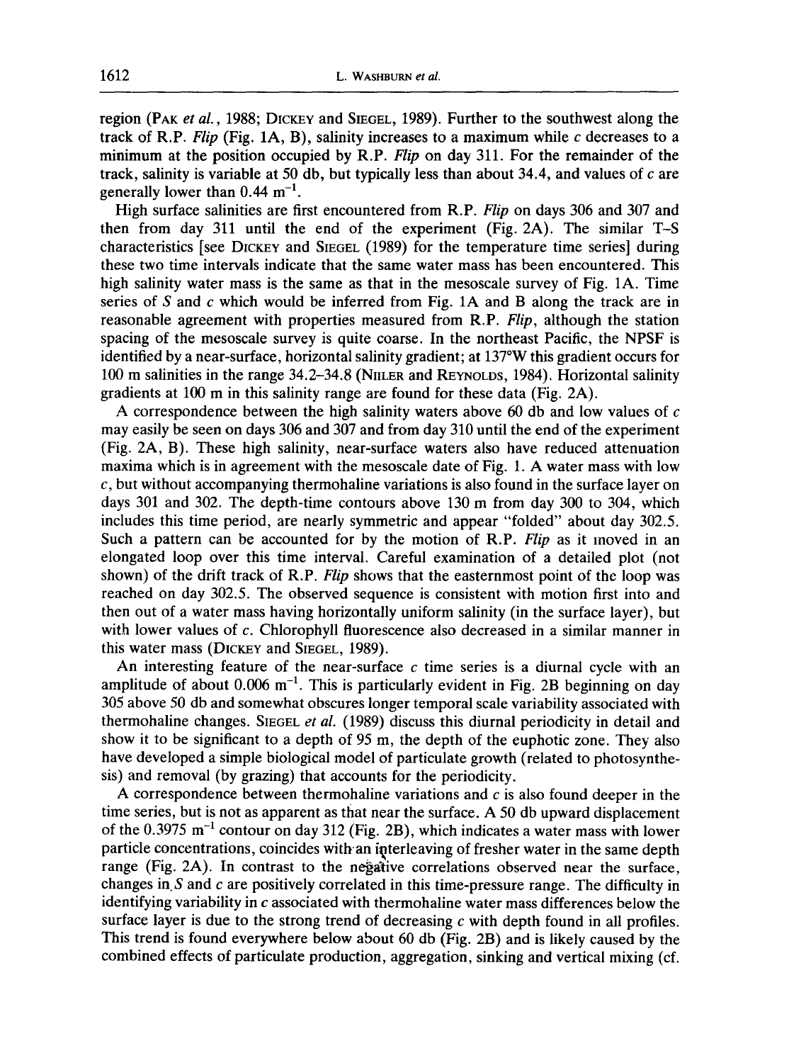region (Pak *et al.*, 1988; Dickey and Siegel, 1989). Further to the southwest along the track of R.P. *Flip* (Fig. 1A, B), salinity increases to a maximum while $c$ decreases to a minimum at the position occupied by R.P. *Flip* on day 311. For the remainder of the track, salinity is variable at 50 db, but typically less than about 34.4, and values of $c$ are generally lower than 0.44 $m^{-1}$.

High surface salinities are first encountered from R.P. *Flip* on days 306 and 307 and then from day 311 until the end of the experiment (Fig. 2A). The similar T–S characteristics [see Dickey and Siegel (1989) for the temperature time series] during these two time intervals indicate that the same water mass has been encountered. This high salinity water mass is the same as that in the mesoscale survey of Fig. 1A. Time series of $S$ and $c$ which would be inferred from Fig. 1A and B along the track are in reasonable agreement with properties measured from R.P. *Flip*, although the station spacing of the mesoscale survey is quite coarse. In the northeast Pacific, the NPSF is identified by a near-surface, horizontal salinity gradient; at 137°W this gradient occurs for 100 m salinities in the range 34.2–34.8 (Niiler and Reynolds, 1984). Horizontal salinity gradients at 100 m in this salinity range are found for these data (Fig. 2A).

A correspondence between the high salinity waters above 60 db and low values of $c$ may easily be seen on days 306 and 307 and from day 310 until the end of the experiment (Fig. 2A, B). These high salinity, near-surface waters also have reduced attenuation maxima which is in agreement with the mesoscale date of Fig. 1. A water mass with low $c$, but without accompanying thermohaline variations is also found in the surface layer on days 301 and 302. The depth-time contours above 130 m from day 300 to 304, which includes this time period, are nearly symmetric and appear "folded" about day 302.5. Such a pattern can be accounted for by the motion of R.P. *Flip* as it moved in an elongated loop over this time interval. Careful examination of a detailed plot (not shown) of the drift track of R.P. *Flip* shows that the easternmost point of the loop was reached on day 302.5. The observed sequence is consistent with motion first into and then out of a water mass having horizontally uniform salinity (in the surface layer), but with lower values of $c$. Chlorophyll fluorescence also decreased in a similar manner in this water mass (Dickey and Siegel, 1989).

An interesting feature of the near-surface $c$ time series is a diurnal cycle with an amplitude of about 0.006 $m^{-1}$. This is particularly evident in Fig. 2B beginning on day 305 above 50 db and somewhat obscures longer temporal scale variability associated with thermohaline changes. Siegel *et al.* (1989) discuss this diurnal periodicity in detail and show it to be significant to a depth of 95 m, the depth of the euphotic zone. They also have developed a simple biological model of particulate growth (related to photosynthesis) and removal (by grazing) that accounts for the periodicity.

A correspondence between thermohaline variations and $c$ is also found deeper in the time series, but is not as apparent as that near the surface. A 50 db upward displacement of the 0.3975 $m^{-1}$ contour on day 312 (Fig. 2B), which indicates a water mass with lower particle concentrations, coincides with an interleaving of fresher water in the same depth range (Fig. 2A). In contrast to the negative correlations observed near the surface, changes in $S$ and $c$ are positively correlated in this time-pressure range. The difficulty in identifying variability in $c$ associated with thermohaline water mass differences below the surface layer is due to the strong trend of decreasing $c$ with depth found in all profiles. This trend is found everywhere below about 60 db (Fig. 2B) and is likely caused by the combined effects of particulate production, aggregation, sinking and vertical mixing (cf.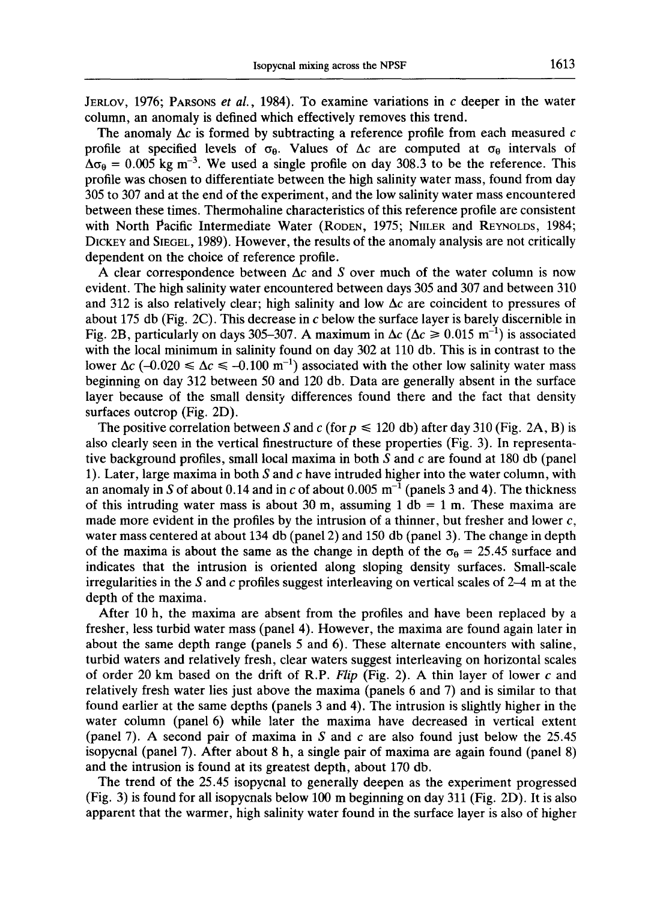JERLOV, 1976; PARSONS *et al.*, 1984). To examine variations in $c$ deeper in the water column, an anomaly is defined which effectively removes this trend.

The anomaly $\Delta c$ is formed by subtracting a reference profile from each measured $c$ profile at specified levels of $\sigma_\theta$. Values of $\Delta c$ are computed at $\sigma_\theta$ intervals of $\Delta\sigma_\theta = 0.005$ kg m$^{-3}$. We used a single profile on day 308.3 to be the reference. This profile was chosen to differentiate between the high salinity water mass, found from day 305 to 307 and at the end of the experiment, and the low salinity water mass encountered between these times. Thermohaline characteristics of this reference profile are consistent with North Pacific Intermediate Water (RODEN, 1975; NIILER and REYNOLDS, 1984; DICKEY and SIEGEL, 1989). However, the results of the anomaly analysis are not critically dependent on the choice of reference profile.

A clear correspondence between $\Delta c$ and $S$ over much of the water column is now evident. The high salinity water encountered between days 305 and 307 and between 310 and 312 is also relatively clear; high salinity and low $\Delta c$ are coincident to pressures of about 175 db (Fig. 2C). This decrease in $c$ below the surface layer is barely discernible in Fig. 2B, particularly on days 305–307. A maximum in $\Delta c$ ($\Delta c \geq 0.015$ m$^{-1}$) is associated with the local minimum in salinity found on day 302 at 110 db. This is in contrast to the lower $\Delta c$ ($-0.020 \leq \Delta c \leq -0.100$ m$^{-1}$) associated with the other low salinity water mass beginning on day 312 between 50 and 120 db. Data are generally absent in the surface layer because of the small density differences found there and the fact that density surfaces outcrop (Fig. 2D).

The positive correlation between $S$ and $c$ (for $p \leq 120$ db) after day 310 (Fig. 2A, B) is also clearly seen in the vertical finestructure of these properties (Fig. 3). In representative background profiles, small local maxima in both $S$ and $c$ are found at 180 db (panel 1). Later, large maxima in both $S$ and $c$ have intruded higher into the water column, with an anomaly in $S$ of about 0.14 and in $c$ of about 0.005 m$^{-1}$ (panels 3 and 4). The thickness of this intruding water mass is about 30 m, assuming 1 db = 1 m. These maxima are made more evident in the profiles by the intrusion of a thinner, but fresher and lower $c$, water mass centered at about 134 db (panel 2) and 150 db (panel 3). The change in depth of the maxima is about the same as the change in depth of the $\sigma_\theta = 25.45$ surface and indicates that the intrusion is oriented along sloping density surfaces. Small-scale irregularities in the $S$ and $c$ profiles suggest interleaving on vertical scales of 2–4 m at the depth of the maxima.

After 10 h, the maxima are absent from the profiles and have been replaced by a fresher, less turbid water mass (panel 4). However, the maxima are found again later in about the same depth range (panels 5 and 6). These alternate encounters with saline, turbid waters and relatively fresh, clear waters suggest interleaving on horizontal scales of order 20 km based on the drift of R.P. *Flip* (Fig. 2). A thin layer of lower $c$ and relatively fresh water lies just above the maxima (panels 6 and 7) and is similar to that found earlier at the same depths (panels 3 and 4). The intrusion is slightly higher in the water column (panel 6) while later the maxima have decreased in vertical extent (panel 7). A second pair of maxima in $S$ and $c$ are also found just below the 25.45 isopycnal (panel 7). After about 8 h, a single pair of maxima are again found (panel 8) and the intrusion is found at its greatest depth, about 170 db.

The trend of the 25.45 isopycnal to generally deepen as the experiment progressed (Fig. 3) is found for all isopycnals below 100 m beginning on day 311 (Fig. 2D). It is also apparent that the warmer, high salinity water found in the surface layer is also of higher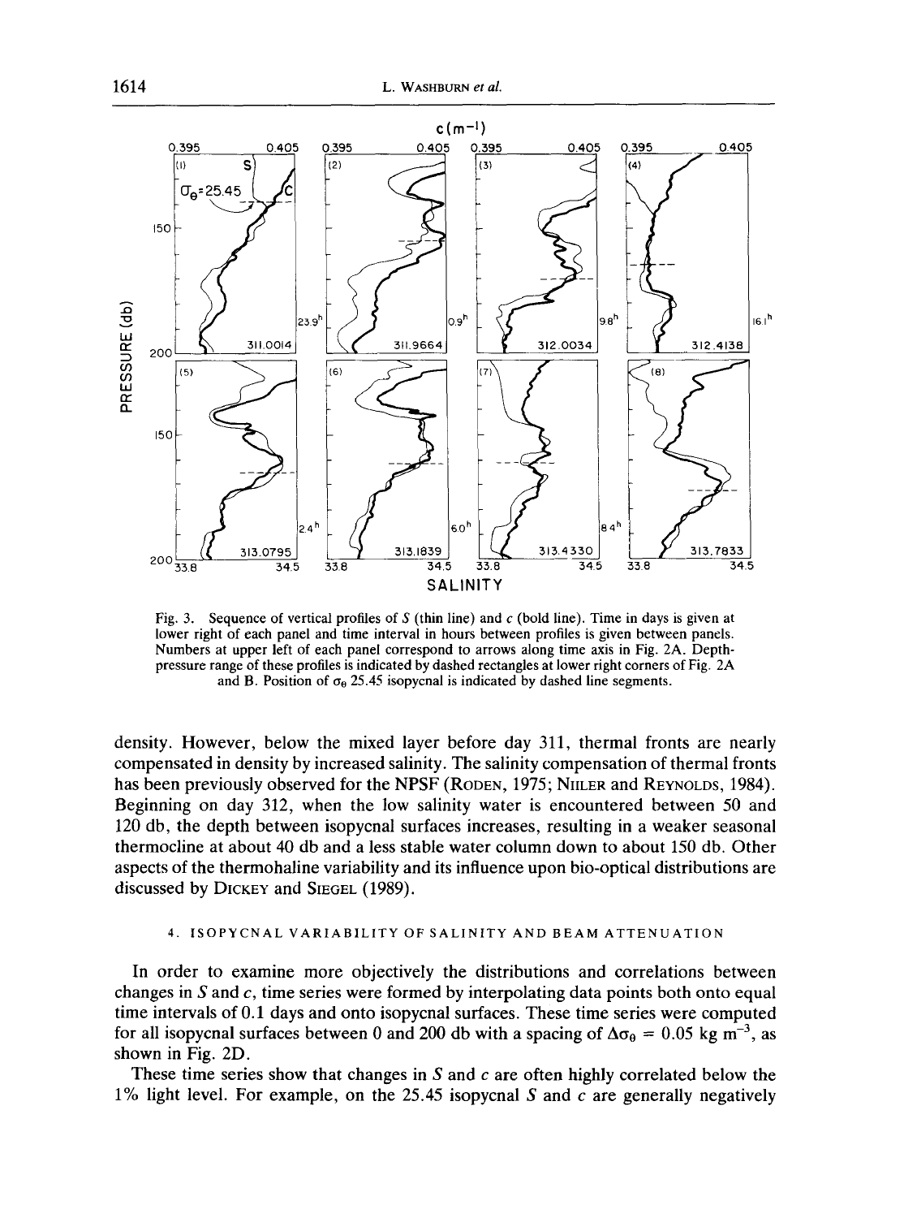Fig. 3. Sequence of vertical profiles of $S$ (thin line) and $c$ (bold line). Time in days is given at lower right of each panel and time interval in hours between profiles is given between panels. Numbers at upper left of each panel correspond to arrows along time axis in Fig. 2A. Depth-pressure range of these profiles is indicated by dashed rectangles at lower right corners of Fig. 2A and B. Position of $\sigma_\theta$ 25.45 isopycnal is indicated by dashed line segments.

density. However, below the mixed layer before day 311, thermal fronts are nearly compensated in density by increased salinity. The salinity compensation of thermal fronts has been previously observed for the NPSF (Roden, 1975; Niiler and Reynolds, 1984). Beginning on day 312, when the low salinity water is encountered between 50 and 120 db, the depth between isopycnal surfaces increases, resulting in a weaker seasonal thermocline at about 40 db and a less stable water column down to about 150 db. Other aspects of the thermohaline variability and its influence upon bio-optical distributions are discussed by Dickey and Siegel (1989).

## 4. ISOPYCNAL VARIABILITY OF SALINITY AND BEAM ATTENUATION

In order to examine more objectively the distributions and correlations between changes in $S$ and $c$, time series were formed by interpolating data points both onto equal time intervals of 0.1 days and onto isopycnal surfaces. These time series were computed for all isopycnal surfaces between 0 and 200 db with a spacing of $\Delta\sigma_\theta = 0.05$ kg m$^{-3}$, as shown in Fig. 2D.

These time series show that changes in $S$ and $c$ are often highly correlated below the 1% light level. For example, on the 25.45 isopycnal $S$ and $c$ are generally negatively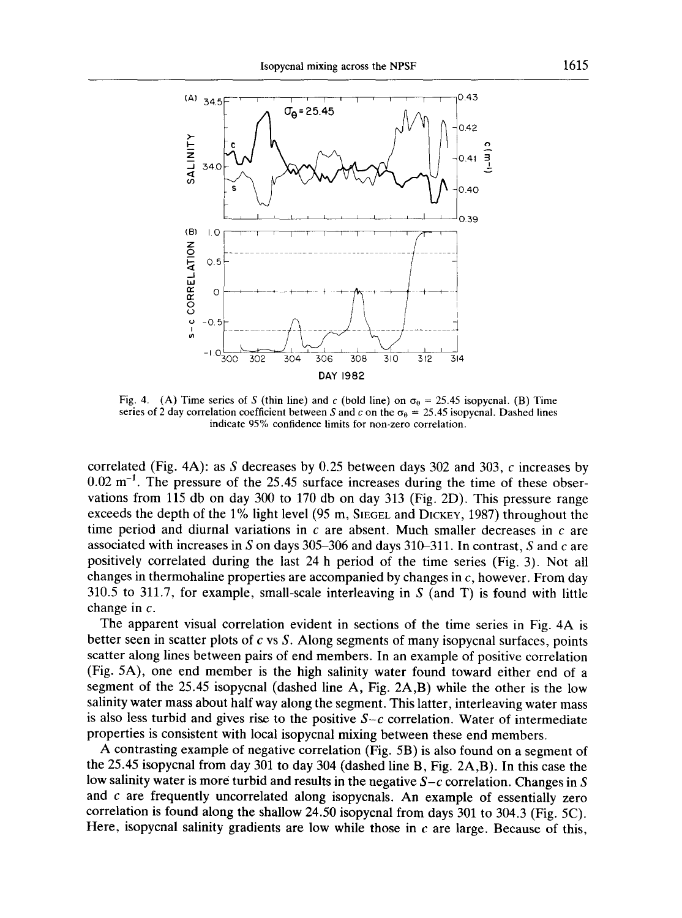Fig. 4. (A) Time series of $S$ (thin line) and $c$ (bold line) on $\sigma_\theta$ = 25.45 isopycnal. (B) Time series of 2 day correlation coefficient between $S$ and $c$ on the $\sigma_\theta$ = 25.45 isopycnal. Dashed lines indicate 95% confidence limits for non-zero correlation.

correlated (Fig. 4A): as $S$ decreases by 0.25 between days 302 and 303, $c$ increases by 0.02 $m^{-1}$. The pressure of the 25.45 surface increases during the time of these observations from 115 db on day 300 to 170 db on day 313 (Fig. 2D). This pressure range exceeds the depth of the 1% light level (95 m, SIEGEL and DICKEY, 1987) throughout the time period and diurnal variations in $c$ are absent. Much smaller decreases in $c$ are associated with increases in $S$ on days 305–306 and days 310–311. In contrast, $S$ and $c$ are positively correlated during the last 24 h period of the time series (Fig. 3). Not all changes in thermohaline properties are accompanied by changes in $c$, however. From day 310.5 to 311.7, for example, small-scale interleaving in $S$ (and T) is found with little change in $c$.

The apparent visual correlation evident in sections of the time series in Fig. 4A is better seen in scatter plots of $c$ vs $S$. Along segments of many isopycnal surfaces, points scatter along lines between pairs of end members. In an example of positive correlation (Fig. 5A), one end member is the high salinity water found toward either end of a segment of the 25.45 isopycnal (dashed line A, Fig. 2A,B) while the other is the low salinity water mass about half way along the segment. This latter, interleaving water mass is also less turbid and gives rise to the positive $S$–$c$ correlation. Water of intermediate properties is consistent with local isopycnal mixing between these end members.

A contrasting example of negative correlation (Fig. 5B) is also found on a segment of the 25.45 isopycnal from day 301 to day 304 (dashed line B, Fig. 2A,B). In this case the low salinity water is more turbid and results in the negative $S$–$c$ correlation. Changes in $S$ and $c$ are frequently uncorrelated along isopycnals. An example of essentially zero correlation is found along the shallow 24.50 isopycnal from days 301 to 304.3 (Fig. 5C). Here, isopycnal salinity gradients are low while those in $c$ are large. Because of this,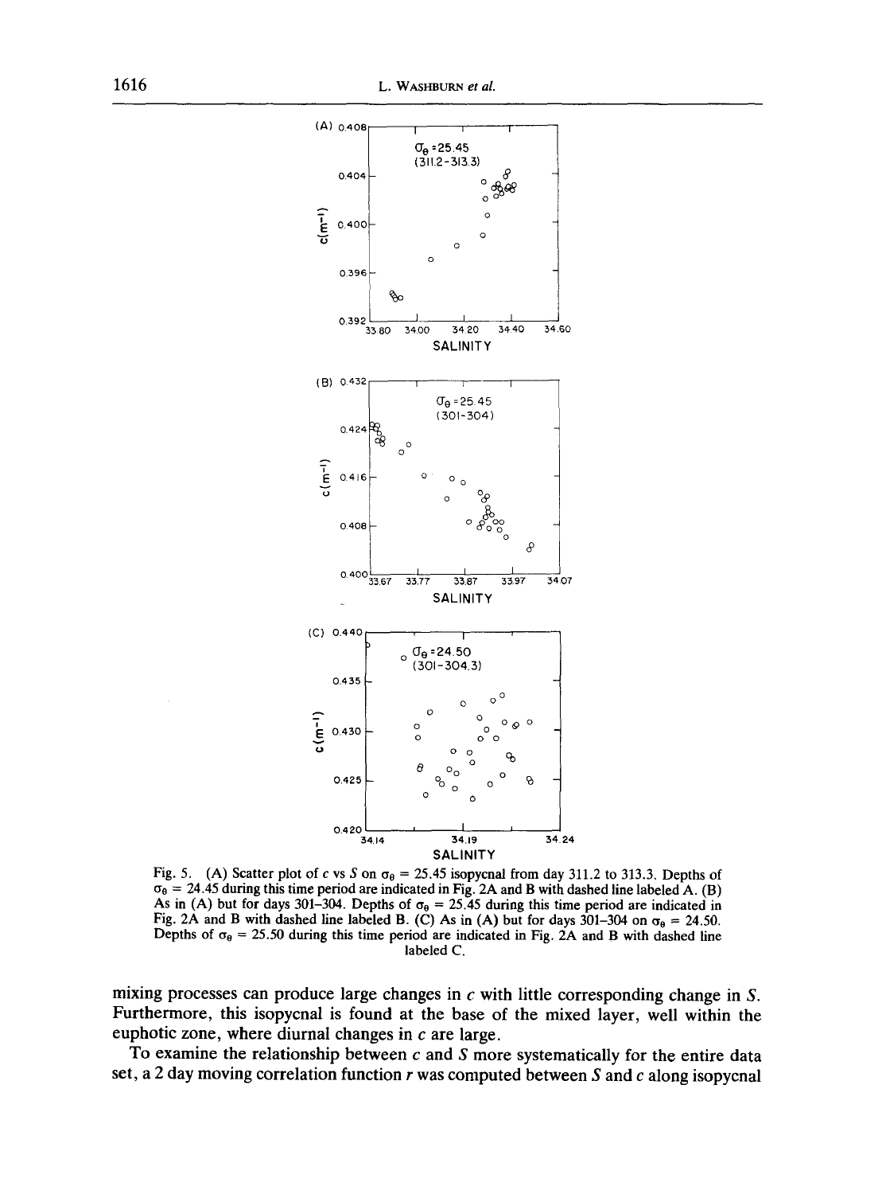Fig. 5. (A) Scatter plot of $c$ vs $S$ on $\sigma_\theta = 25.45$ isopycnal from day 311.2 to 313.3. Depths of $\sigma_\theta = 24.45$ during this time period are indicated in Fig. 2A and B with dashed line labeled A. (B) As in (A) but for days 301–304. Depths of $\sigma_\theta = 25.45$ during this time period are indicated in Fig. 2A and B with dashed line labeled B. (C) As in (A) but for days 301–304 on $\sigma_\theta = 24.50$. Depths of $\sigma_\theta = 25.50$ during this time period are indicated in Fig. 2A and B with dashed line labeled C.

mixing processes can produce large changes in $c$ with little corresponding change in $S$. Furthermore, this isopycnal is found at the base of the mixed layer, well within the euphotic zone, where diurnal changes in $c$ are large.

To examine the relationship between $c$ and $S$ more systematically for the entire data set, a 2 day moving correlation function $r$ was computed between $S$ and $c$ along isopycnal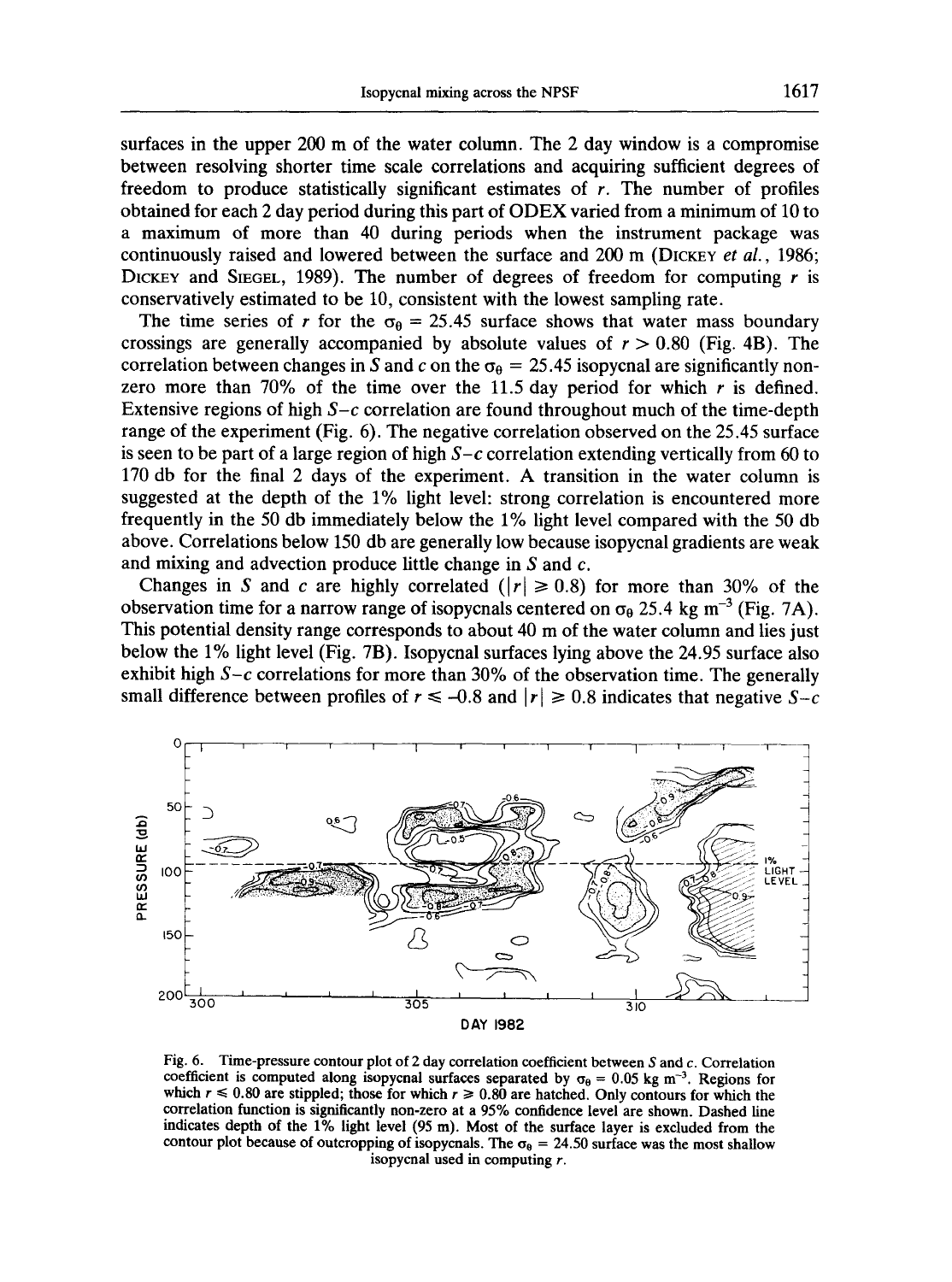surfaces in the upper 200 m of the water column. The 2 day window is a compromise between resolving shorter time scale correlations and acquiring sufficient degrees of freedom to produce statistically significant estimates of $r$. The number of profiles obtained for each 2 day period during this part of ODEX varied from a minimum of 10 to a maximum of more than 40 during periods when the instrument package was continuously raised and lowered between the surface and 200 m (Dickey *et al.*, 1986; Dickey and Siegel, 1989). The number of degrees of freedom for computing $r$ is conservatively estimated to be 10, consistent with the lowest sampling rate.

The time series of $r$ for the $\sigma_\theta = 25.45$ surface shows that water mass boundary crossings are generally accompanied by absolute values of $r > 0.80$ (Fig. 4B). The correlation between changes in $S$ and $c$ on the $\sigma_\theta = 25.45$ isopycnal are significantly non-zero more than 70% of the time over the 11.5 day period for which $r$ is defined. Extensive regions of high $S$–$c$ correlation are found throughout much of the time-depth range of the experiment (Fig. 6). The negative correlation observed on the 25.45 surface is seen to be part of a large region of high $S$–$c$ correlation extending vertically from 60 to 170 db for the final 2 days of the experiment. A transition in the water column is suggested at the depth of the 1% light level: strong correlation is encountered more frequently in the 50 db immediately below the 1% light level compared with the 50 db above. Correlations below 150 db are generally low because isopycnal gradients are weak and mixing and advection produce little change in $S$ and $c$.

Changes in $S$ and $c$ are highly correlated ($|r| \geqslant 0.8$) for more than 30% of the observation time for a narrow range of isopycnals centered on $\sigma_\theta$ 25.4 kg m$^{-3}$ (Fig. 7A). This potential density range corresponds to about 40 m of the water column and lies just below the 1% light level (Fig. 7B). Isopycnal surfaces lying above the 24.95 surface also exhibit high $S$–$c$ correlations for more than 30% of the observation time. The generally small difference between profiles of $r \leqslant -0.8$ and $|r| \geqslant 0.8$ indicates that negative $S$–$c$

Fig. 6. Time-pressure contour plot of 2 day correlation coefficient between $S$ and $c$. Correlation coefficient is computed along isopycnal surfaces separated by $\sigma_\theta = 0.05$ kg m$^{-3}$. Regions for which $r \leqslant 0.80$ are stippled; those for which $r \geqslant 0.80$ are hatched. Only contours for which the correlation function is significantly non-zero at a 95% confidence level are shown. Dashed line indicates depth of the 1% light level (95 m). Most of the surface layer is excluded from the contour plot because of outcropping of isopycnals. The $\sigma_\theta = 24.50$ surface was the most shallow isopycnal used in computing $r$.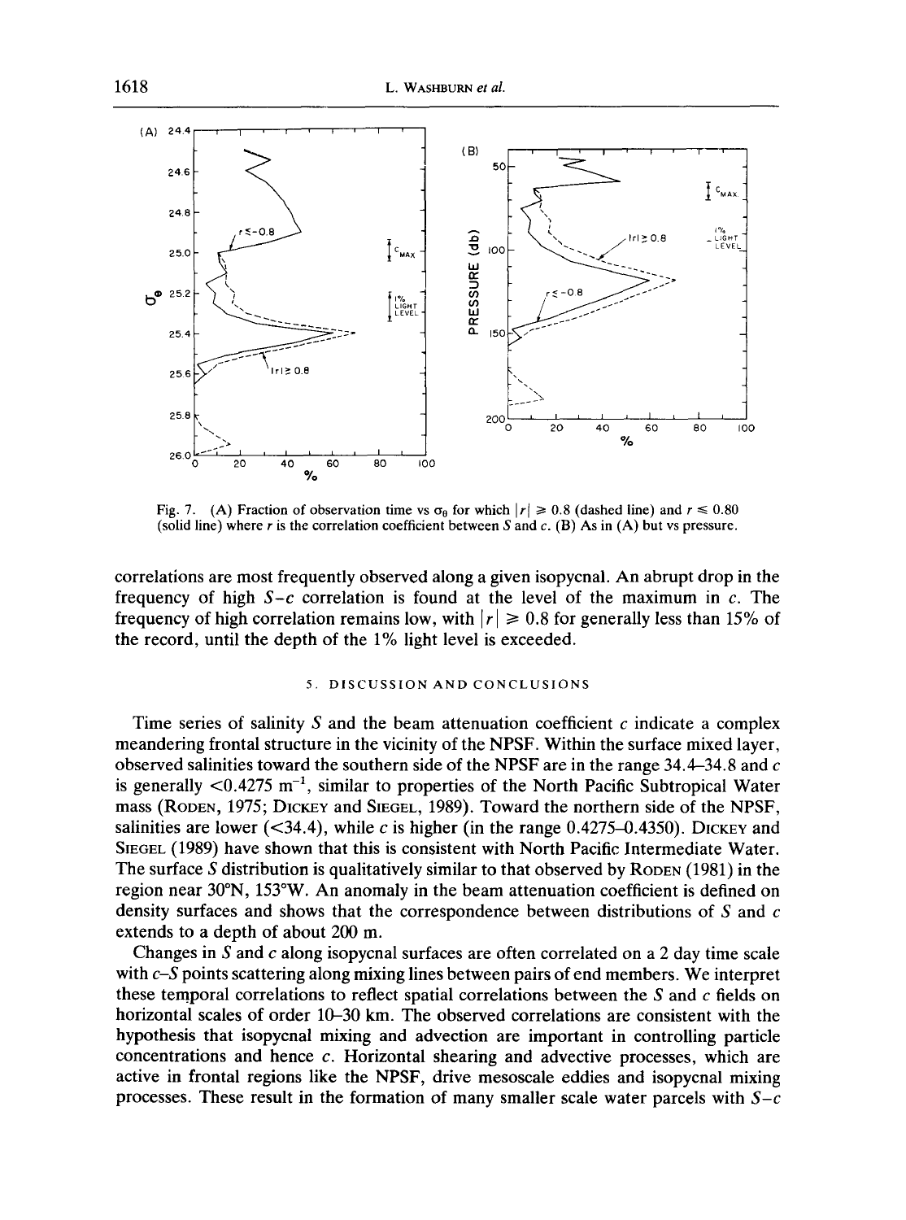Fig. 7. (A) Fraction of observation time vs $\sigma_\theta$ for which $|r| \geq 0.8$ (dashed line) and $r \leq 0.80$ (solid line) where $r$ is the correlation coefficient between $S$ and $c$. (B) As in (A) but vs pressure.

correlations are most frequently observed along a given isopycnal. An abrupt drop in the frequency of high $S$–$c$ correlation is found at the level of the maximum in $c$. The frequency of high correlation remains low, with $|r| \geq 0.8$ for generally less than 15% of the record, until the depth of the 1% light level is exceeded.

## 5. DISCUSSION AND CONCLUSIONS

Time series of salinity $S$ and the beam attenuation coefficient $c$ indicate a complex meandering frontal structure in the vicinity of the NPSF. Within the surface mixed layer, observed salinities toward the southern side of the NPSF are in the range 34.4–34.8 and $c$ is generally <0.4275 $m^{-1}$, similar to properties of the North Pacific Subtropical Water mass (Roden, 1975; Dickey and Siegel, 1989). Toward the northern side of the NPSF, salinities are lower (<34.4), while $c$ is higher (in the range 0.4275–0.4350). Dickey and Siegel (1989) have shown that this is consistent with North Pacific Intermediate Water. The surface $S$ distribution is qualitatively similar to that observed by Roden (1981) in the region near 30°N, 153°W. An anomaly in the beam attenuation coefficient is defined on density surfaces and shows that the correspondence between distributions of $S$ and $c$ extends to a depth of about 200 m.

Changes in $S$ and $c$ along isopycnal surfaces are often correlated on a 2 day time scale with $c$–$S$ points scattering along mixing lines between pairs of end members. We interpret these temporal correlations to reflect spatial correlations between the $S$ and $c$ fields on horizontal scales of order 10–30 km. The observed correlations are consistent with the hypothesis that isopycnal mixing and advection are important in controlling particle concentrations and hence $c$. Horizontal shearing and advective processes, which are active in frontal regions like the NPSF, drive mesoscale eddies and isopycnal mixing processes. These result in the formation of many smaller scale water parcels with $S$–$c$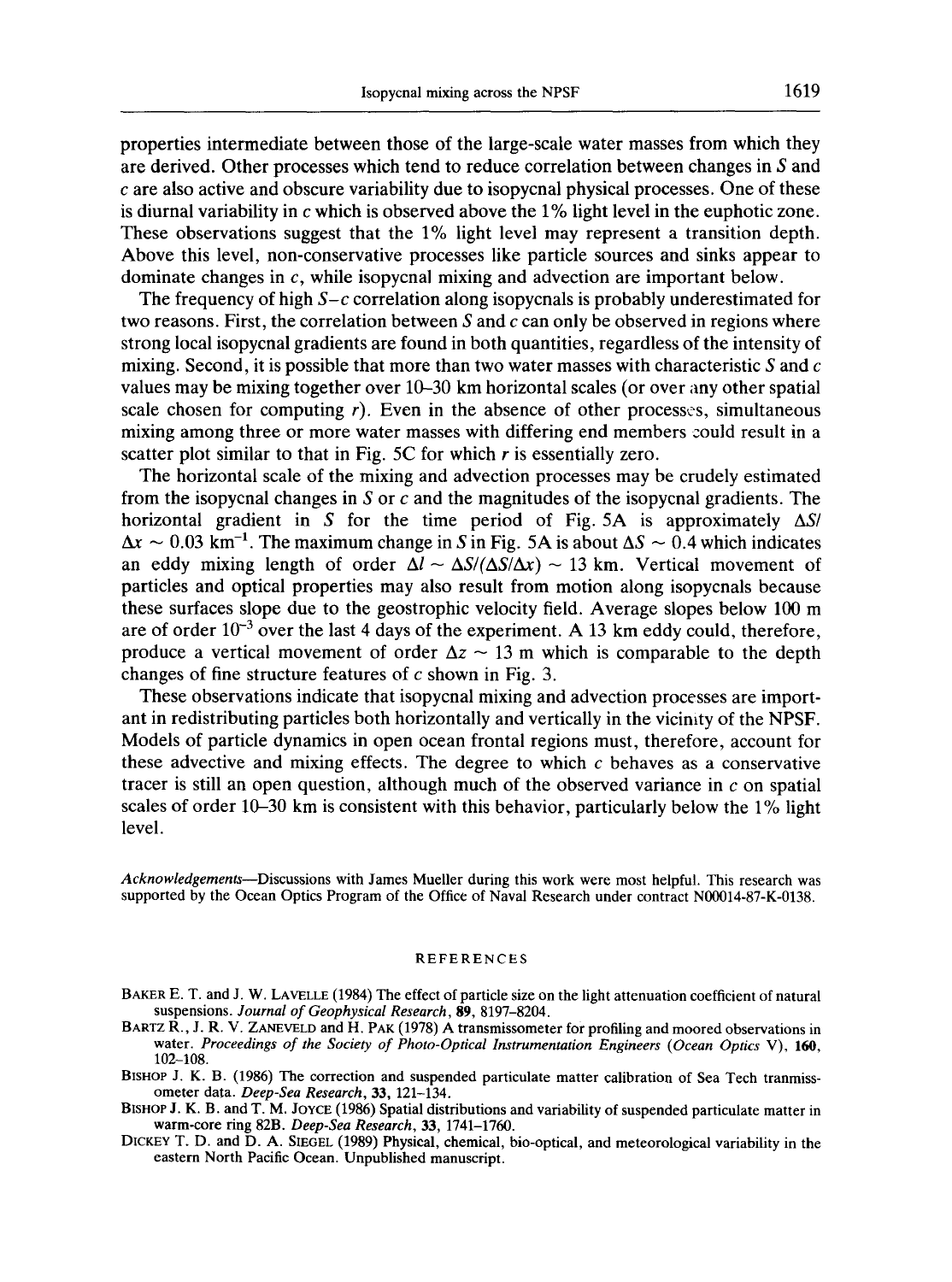properties intermediate between those of the large-scale water masses from which they are derived. Other processes which tend to reduce correlation between changes in $S$ and $c$ are also active and obscure variability due to isopycnal physical processes. One of these is diurnal variability in $c$ which is observed above the 1% light level in the euphotic zone. These observations suggest that the 1% light level may represent a transition depth. Above this level, non-conservative processes like particle sources and sinks appear to dominate changes in $c$, while isopycnal mixing and advection are important below.

The frequency of high $S$–$c$ correlation along isopycnals is probably underestimated for two reasons. First, the correlation between $S$ and $c$ can only be observed in regions where strong local isopycnal gradients are found in both quantities, regardless of the intensity of mixing. Second, it is possible that more than two water masses with characteristic $S$ and $c$ values may be mixing together over 10–30 km horizontal scales (or over any other spatial scale chosen for computing $r$). Even in the absence of other processes, simultaneous mixing among three or more water masses with differing end members could result in a scatter plot similar to that in Fig. 5C for which $r$ is essentially zero.

The horizontal scale of the mixing and advection processes may be crudely estimated from the isopycnal changes in $S$ or $c$ and the magnitudes of the isopycnal gradients. The horizontal gradient in $S$ for the time period of Fig. 5A is approximately $\Delta S/\Delta x \sim 0.03\ \text{km}^{-1}$. The maximum change in $S$ in Fig. 5A is about $\Delta S \sim 0.4$ which indicates an eddy mixing length of order $\Delta l \sim \Delta S/(\Delta S/\Delta x) \sim 13$ km. Vertical movement of particles and optical properties may also result from motion along isopycnals because these surfaces slope due to the geostrophic velocity field. Average slopes below 100 m are of order $10^{-3}$ over the last 4 days of the experiment. A 13 km eddy could, therefore, produce a vertical movement of order $\Delta z \sim 13$ m which is comparable to the depth changes of fine structure features of $c$ shown in Fig. 3.

These observations indicate that isopycnal mixing and advection processes are important in redistributing particles both horizontally and vertically in the vicinity of the NPSF. Models of particle dynamics in open ocean frontal regions must, therefore, account for these advective and mixing effects. The degree to which $c$ behaves as a conservative tracer is still an open question, although much of the observed variance in $c$ on spatial scales of order 10–30 km is consistent with this behavior, particularly below the 1% light level.

*Acknowledgements*—Discussions with James Mueller during this work were most helpful. This research was supported by the Ocean Optics Program of the Office of Naval Research under contract N00014-87-K-0138.

## REFERENCES

BAKER E. T. and J. W. LAVELLE (1984) The effect of particle size on the light attenuation coefficient of natural suspensions. *Journal of Geophysical Research*, **89**, 8197–8204.

BARTZ R., J. R. V. ZANEVELD and H. PAK (1978) A transmissometer for profiling and moored observations in water. *Proceedings of the Society of Photo-Optical Instrumentation Engineers (Ocean Optics V)*, **160**, 102–108.

BISHOP J. K. B. (1986) The correction and suspended particulate matter calibration of Sea Tech tranmissometer data. *Deep-Sea Research*, **33**, 121–134.

BISHOP J. K. B. and T. M. JOYCE (1986) Spatial distributions and variability of suspended particulate matter in warm-core ring 82B. *Deep-Sea Research*, **33**, 1741–1760.

DICKEY T. D. and D. A. SIEGEL (1989) Physical, chemical, bio-optical, and meteorological variability in the eastern North Pacific Ocean. Unpublished manuscript.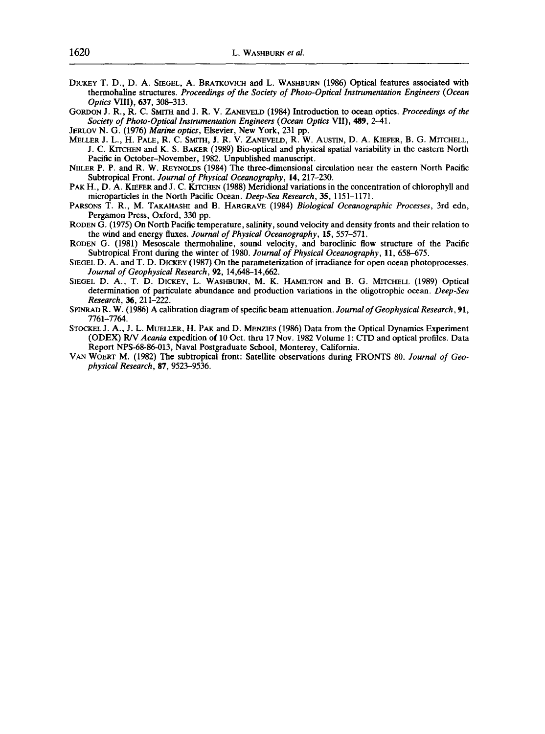DICKEY T. D., D. A. SIEGEL, A. BRATKOVICH and L. WASHBURN (1986) Optical features associated with thermohaline structures. *Proceedings of the Society of Photo-Optical Instrumentation Engineers (Ocean Optics VIII)*, **637**, 308–313.

GORDON J. R., R. C. SMITH and J. R. V. ZANEVELD (1984) Introduction to ocean optics. *Proceedings of the Society of Photo-Optical Instrumentation Engineers (Ocean Optics VII)*, **489**, 2–41.

JERLOV N. G. (1976) *Marine optics*, Elsevier, New York, 231 pp.

MELLER J. L., H. PALE, R. C. SMITH, J. R. V. ZANEVELD, R. W. AUSTIN, D. A. KIEFER, B. G. MITCHELL, J. C. KITCHEN and K. S. BAKER (1989) Bio-optical and physical spatial variability in the eastern North Pacific in October–November, 1982. Unpublished manuscript.

NIILER P. P. and R. W. REYNOLDS (1984) The three-dimensional circulation near the eastern North Pacific Subtropical Front. *Journal of Physical Oceanography*, **14**, 217–230.

PAK H., D. A. KIEFER and J. C. KITCHEN (1988) Meridional variations in the concentration of chlorophyll and microparticles in the North Pacific Ocean. *Deep-Sea Research*, **35**, 1151–1171.

PARSONS T. R., M. TAKAHASHI and B. HARGRAVE (1984) *Biological Oceanographic Processes*, 3rd edn, Pergamon Press, Oxford, 330 pp.

RODEN G. (1975) On North Pacific temperature, salinity, sound velocity and density fronts and their relation to the wind and energy fluxes. *Journal of Physical Oceanography*, **15**, 557–571.

RODEN G. (1981) Mesoscale thermohaline, sound velocity, and baroclinic flow structure of the Pacific Subtropical Front during the winter of 1980. *Journal of Physical Oceanography*, **11**, 658–675.

SIEGEL D. A. and T. D. DICKEY (1987) On the parameterization of irradiance for open ocean photoprocesses. *Journal of Geophysical Research*, **92**, 14,648–14,662.

SIEGEL D. A., T. D. DICKEY, L. WASHBURN, M. K. HAMILTON and B. G. MITCHELL (1989) Optical determination of particulate abundance and production variations in the oligotrophic ocean. *Deep-Sea Research*, **36**, 211–222.

SPINRAD R. W. (1986) A calibration diagram of specific beam attenuation. *Journal of Geophysical Research*, **91**, 7761–7764.

STOCKEL J. A., J. L. MUELLER, H. PAK and D. MENZIES (1986) Data from the Optical Dynamics Experiment (ODEX) R/V *Acania* expedition of 10 Oct. thru 17 Nov. 1982 Volume 1: CTD and optical profiles. Data Report NPS-68-86-013, Naval Postgraduate School, Monterey, California.

VAN WOERT M. (1982) The subtropical front: Satellite observations during FRONTS 80. *Journal of Geophysical Research*, **87**, 9523–9536.